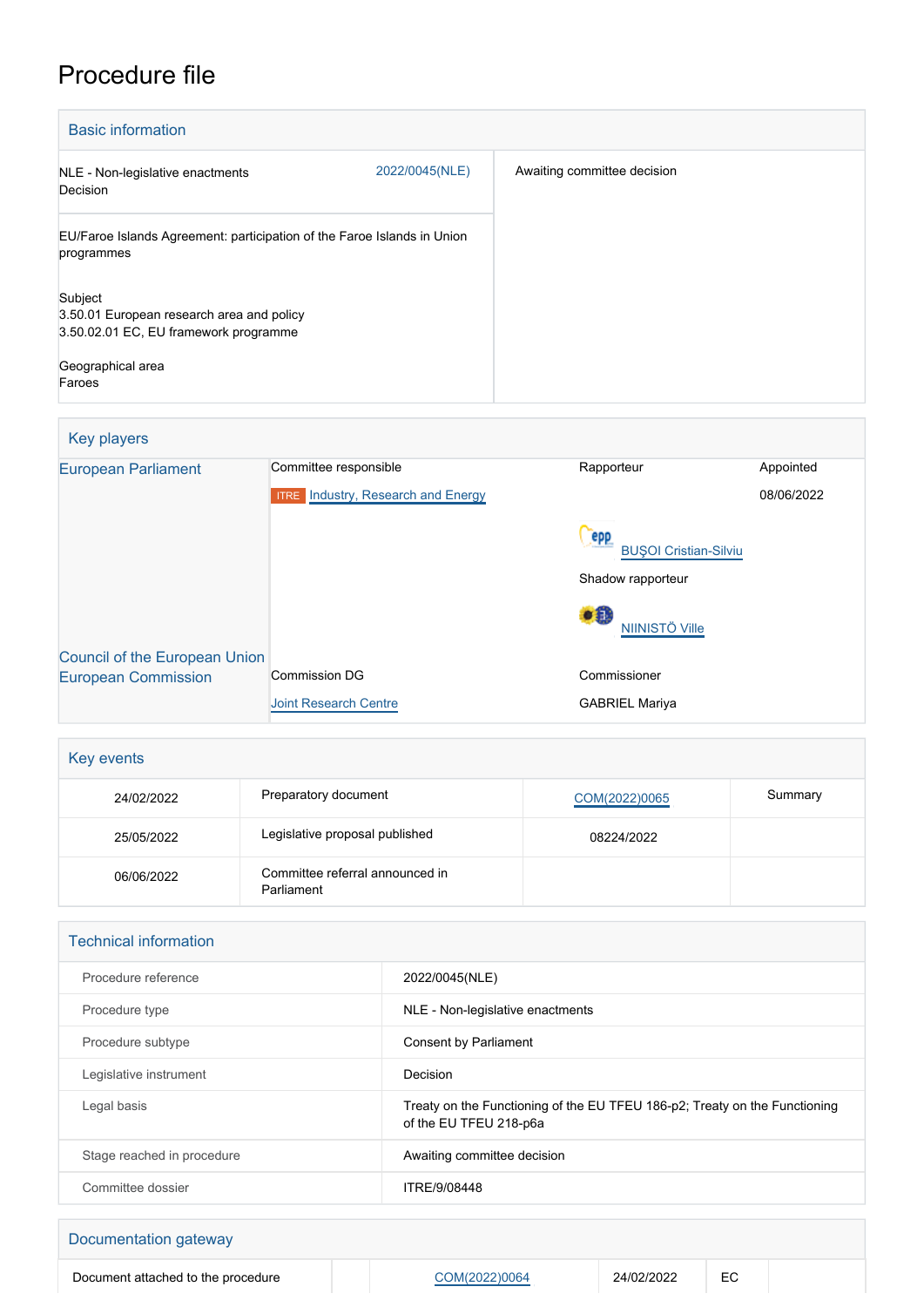# Procedure file

## Basic information

| | | |
|---|---|---|
| NLE - Non-legislative enactments<br>Decision | 2022/0045(NLE) | Awaiting committee decision |
| EU/Faroe Islands Agreement: participation of the Faroe Islands in Union programmes<br><br>Subject<br>3.50.01 European research area and policy<br>3.50.02.01 EC, EU framework programme<br><br>Geographical area<br>Faroes | | |

## Key players

| | | | |
|---|---|---|---|
| European Parliament | Committee responsible | Rapporteur | Appointed |
| | ITRE Industry, Research and Energy | | 08/06/2022 |
| | | BUŞOI Cristian-Silviu | |
| | | Shadow rapporteur | |
| | | NIINISTÖ Ville | |
| Council of the European Union | | | |
| European Commission | Commission DG | Commissioner | |
| | Joint Research Centre | GABRIEL Mariya | |

## Key events

| | | | |
|---|---|---|---|
| 24/02/2022 | Preparatory document | COM(2022)0065 | Summary |
| 25/05/2022 | Legislative proposal published | 08224/2022 | |
| 06/06/2022 | Committee referral announced in Parliament | | |

## Technical information

| | |
|---|---|
| Procedure reference | 2022/0045(NLE) |
| Procedure type | NLE - Non-legislative enactments |
| Procedure subtype | Consent by Parliament |
| Legislative instrument | Decision |
| Legal basis | Treaty on the Functioning of the EU TFEU 186-p2; Treaty on the Functioning of the EU TFEU 218-p6a |
| Stage reached in procedure | Awaiting committee decision |
| Committee dossier | ITRE/9/08448 |

## Documentation gateway

| | | | | | |
|---|---|---|---|---|---|
| Document attached to the procedure | | COM(2022)0064 | 24/02/2022 | EC | |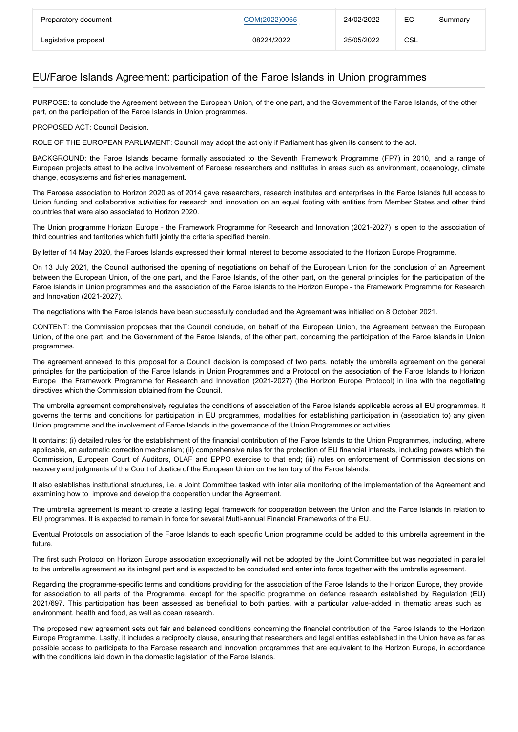| | | | | | |
|---|---|---|---|---|---|
| Preparatory document | | COM(2022)0065 | 24/02/2022 | EC | Summary |
| Legislative proposal | | 08224/2022 | 25/05/2022 | CSL | |

## EU/Faroe Islands Agreement: participation of the Faroe Islands in Union programmes

PURPOSE: to conclude the Agreement between the European Union, of the one part, and the Government of the Faroe Islands, of the other part, on the participation of the Faroe Islands in Union programmes.

PROPOSED ACT: Council Decision.

ROLE OF THE EUROPEAN PARLIAMENT: Council may adopt the act only if Parliament has given its consent to the act.

BACKGROUND: the Faroe Islands became formally associated to the Seventh Framework Programme (FP7) in 2010, and a range of European projects attest to the active involvement of Faroese researchers and institutes in areas such as environment, oceanology, climate change, ecosystems and fisheries management.

The Faroese association to Horizon 2020 as of 2014 gave researchers, research institutes and enterprises in the Faroe Islands full access to Union funding and collaborative activities for research and innovation on an equal footing with entities from Member States and other third countries that were also associated to Horizon 2020.

The Union programme Horizon Europe - the Framework Programme for Research and Innovation (2021-2027) is open to the association of third countries and territories which fulfil jointly the criteria specified therein.

By letter of 14 May 2020, the Faroes Islands expressed their formal interest to become associated to the Horizon Europe Programme.

On 13 July 2021, the Council authorised the opening of negotiations on behalf of the European Union for the conclusion of an Agreement between the European Union, of the one part, and the Faroe Islands, of the other part, on the general principles for the participation of the Faroe Islands in Union programmes and the association of the Faroe Islands to the Horizon Europe - the Framework Programme for Research and Innovation (2021-2027).

The negotiations with the Faroe Islands have been successfully concluded and the Agreement was initialled on 8 October 2021.

CONTENT: the Commission proposes that the Council conclude, on behalf of the European Union, the Agreement between the European Union, of the one part, and the Government of the Faroe Islands, of the other part, concerning the participation of the Faroe Islands in Union programmes.

The agreement annexed to this proposal for a Council decision is composed of two parts, notably the umbrella agreement on the general principles for the participation of the Faroe Islands in Union Programmes and a Protocol on the association of the Faroe Islands to Horizon Europe  the Framework Programme for Research and Innovation (2021-2027) (the Horizon Europe Protocol) in line with the negotiating directives which the Commission obtained from the Council.

The umbrella agreement comprehensively regulates the conditions of association of the Faroe Islands applicable across all EU programmes. It governs the terms and conditions for participation in EU programmes, modalities for establishing participation in (association to) any given Union programme and the involvement of Faroe Islands in the governance of the Union Programmes or activities.

It contains: (i) detailed rules for the establishment of the financial contribution of the Faroe Islands to the Union Programmes, including, where applicable, an automatic correction mechanism; (ii) comprehensive rules for the protection of EU financial interests, including powers which the Commission, European Court of Auditors, OLAF and EPPO exercise to that end; (iii) rules on enforcement of Commission decisions on recovery and judgments of the Court of Justice of the European Union on the territory of the Faroe Islands.

It also establishes institutional structures, i.e. a Joint Committee tasked with inter alia monitoring of the implementation of the Agreement and examining how to  improve and develop the cooperation under the Agreement.

The umbrella agreement is meant to create a lasting legal framework for cooperation between the Union and the Faroe Islands in relation to EU programmes. It is expected to remain in force for several Multi-annual Financial Frameworks of the EU.

Eventual Protocols on association of the Faroe Islands to each specific Union programme could be added to this umbrella agreement in the future.

The first such Protocol on Horizon Europe association exceptionally will not be adopted by the Joint Committee but was negotiated in parallel to the umbrella agreement as its integral part and is expected to be concluded and enter into force together with the umbrella agreement.

Regarding the programme-specific terms and conditions providing for the association of the Faroe Islands to the Horizon Europe, they provide for association to all parts of the Programme, except for the specific programme on defence research established by Regulation (EU) 2021/697. This participation has been assessed as beneficial to both parties, with a particular value-added in thematic areas such as environment, health and food, as well as ocean research.

The proposed new agreement sets out fair and balanced conditions concerning the financial contribution of the Faroe Islands to the Horizon Europe Programme. Lastly, it includes a reciprocity clause, ensuring that researchers and legal entities established in the Union have as far as possible access to participate to the Faroese research and innovation programmes that are equivalent to the Horizon Europe, in accordance with the conditions laid down in the domestic legislation of the Faroe Islands.